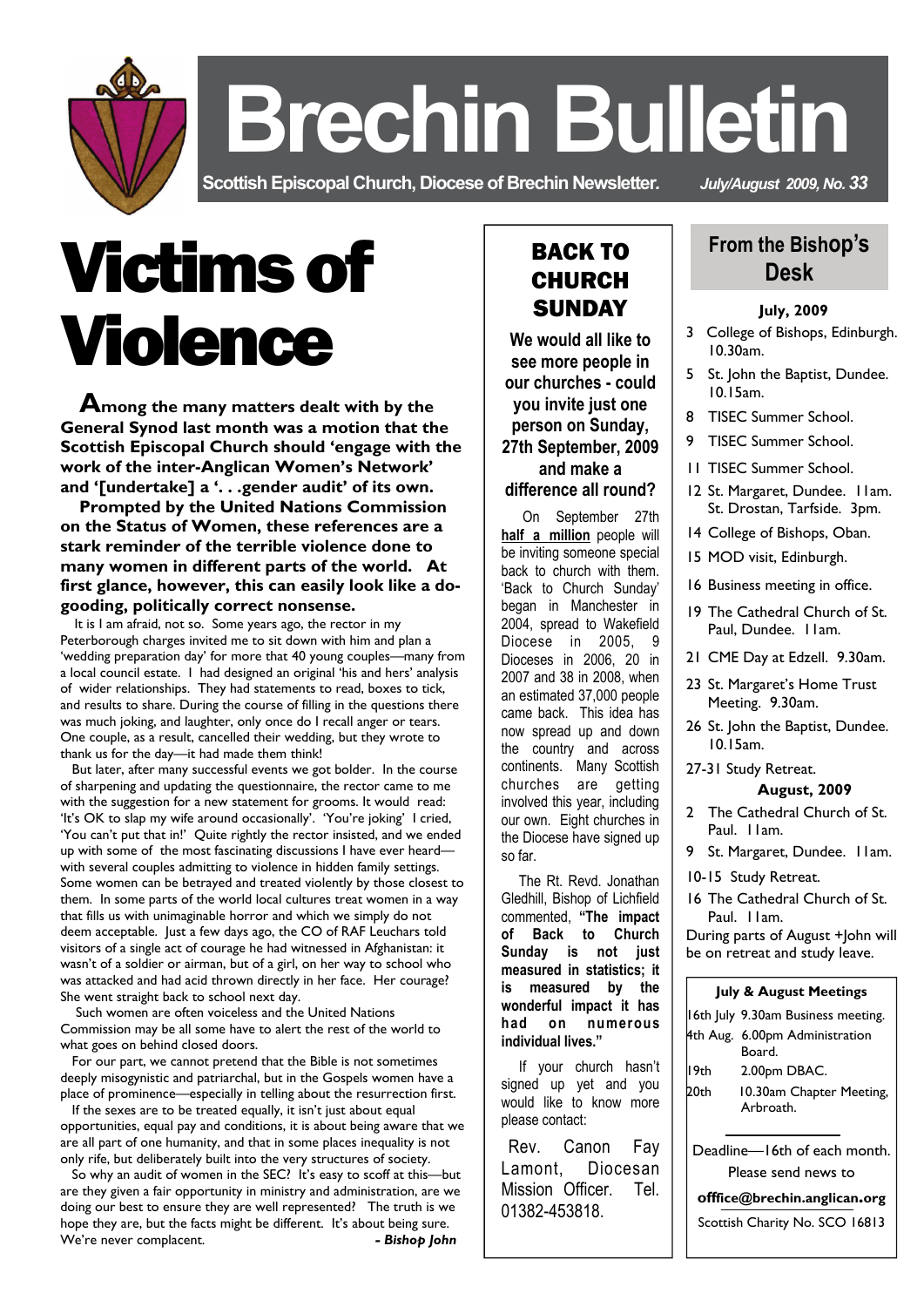# Brechin Bulletin

**Scottish Episcopal Church, Diocese of Brechin Newsletter.** *July/August 2009, No. 33*

# Victims of Violence

**Among the many matters dealt with by the General Synod last month was a motion that the Scottish Episcopal Church should 'engage with the work of the inter-Anglican Women's Network' and '[undertake] a '. . .gender audit' of its own.**

**Prompted by the United Nations Commission on the Status of Women, these references are a stark reminder of the terrible violence done to many women in different parts of the world. At first glance, however, this can easily look like a do-gooding, politically correct nonsense.**

It is I am afraid, not so. Some years ago, the rector in my Peterborough charges invited me to sit down with him and plan a 'wedding preparation day' for more that 40 young couples—many from a local council estate. I had designed an original 'his and hers' analysis of wider relationships. They had statements to read, boxes to tick, and results to share. During the course of filling in the questions there was much joking, and laughter, only once do I recall anger or tears. One couple, as a result, cancelled their wedding, but they wrote to thank us for the day—it had made them think!

But later, after many successful events we got bolder. In the course of sharpening and updating the questionnaire, the rector came to me with the suggestion for a new statement for grooms. It would read: 'It's OK to slap my wife around occasionally'. 'You're joking' I cried, 'You can't put that in!' Quite rightly the rector insisted, and we ended up with some of the most fascinating discussions I have ever heard—with several couples admitting to violence in hidden family settings. Some women can be betrayed and treated violently by those closest to them. In some parts of the world local cultures treat women in a way that fills us with unimaginable horror and which we simply do not deem acceptable. Just a few days ago, the CO of RAF Leuchars told visitors of a single act of courage he had witnessed in Afghanistan: it wasn't of a soldier or airman, but of a girl, on her way to school who was attacked and had acid thrown directly in her face. Her courage? She went straight back to school next day.

Such women are often voiceless and the United Nations Commission may be all some have to alert the rest of the world to what goes on behind closed doors.

For our part, we cannot pretend that the Bible is not sometimes deeply misogynistic and patriarchal, but in the Gospels women have a place of prominence—especially in telling about the resurrection first.

If the sexes are to be treated equally, it isn't just about equal opportunities, equal pay and conditions, it is about being aware that we are all part of one humanity, and that in some places inequality is not only rife, but deliberately built into the very structures of society.

So why an audit of women in the SEC? It's easy to scoff at this—but are they given a fair opportunity in ministry and administration, are we doing our best to ensure they are well represented? The truth is we hope they are, but the facts might be different. It's about being sure. We're never complacent. ***- Bishop John***

## BACK TO CHURCH SUNDAY

**We would all like to see more people in our churches - could you invite just one person on Sunday, 27th September, 2009 and make a difference all round?**

On September 27th **half a million** people will be inviting someone special back to church with them. 'Back to Church Sunday' began in Manchester in 2004, spread to Wakefield Diocese in 2005, 9 Dioceses in 2006, 20 in 2007 and 38 in 2008, when an estimated 37,000 people came back. This idea has now spread up and down the country and across continents. Many Scottish churches are getting involved this year, including our own. Eight churches in the Diocese have signed up so far.

The Rt. Revd. Jonathan Gledhill, Bishop of Lichfield commented, **"The impact of Back to Church Sunday is not just measured in statistics; it is measured by the wonderful impact it has had on numerous individual lives."**

If your church hasn't signed up yet and you would like to know more please contact:

Rev. Canon Fay Lamont, Diocesan Mission Officer. Tel. 01382-453818.

## From the Bishop's Desk

**July, 2009**

- 3 College of Bishops, Edinburgh. 10.30am.
- 5 St. John the Baptist, Dundee. 10.15am.
- 8 TISEC Summer School.
- 9 TISEC Summer School.
- 11 TISEC Summer School.
- 12 St. Margaret, Dundee. 11am. St. Drostan, Tarfside. 3pm.
- 14 College of Bishops, Oban.
- 15 MOD visit, Edinburgh.
- 16 Business meeting in office.
- 19 The Cathedral Church of St. Paul, Dundee. 11am.
- 21 CME Day at Edzell. 9.30am.
- 23 St. Margaret's Home Trust Meeting. 9.30am.
- 26 St. John the Baptist, Dundee. 10.15am.
- 27-31 Study Retreat.

**August, 2009**

- 2 The Cathedral Church of St. Paul. 11am.
- 9 St. Margaret, Dundee. 11am.
- 10-15 Study Retreat.
- 16 The Cathedral Church of St. Paul. 11am.

During parts of August +John will be on retreat and study leave.

**July & August Meetings**

| | |
|---|---|
| 16th July | 9.30am Business meeting. |
| 4th Aug. | 6.00pm Administration Board. |
| 19th | 2.00pm DBAC. |
| 20th | 10.30am Chapter Meeting, Arbroath. |

Deadline—16th of each month.
Please send news to
**offfice@brechin.anglican.org**
Scottish Charity No. SCO 16813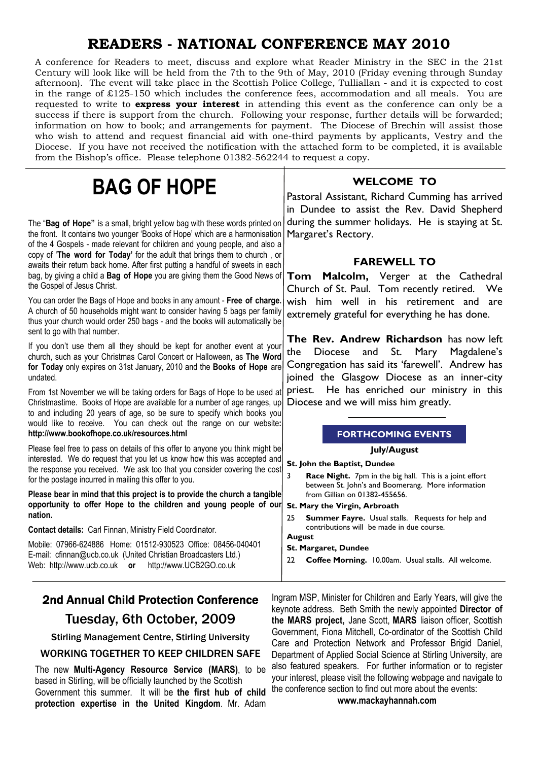## READERS - NATIONAL CONFERENCE MAY 2010

A conference for Readers to meet, discuss and explore what Reader Ministry in the SEC in the 21st Century will look like will be held from the 7th to the 9th of May, 2010 (Friday evening through Sunday afternoon). The event will take place in the Scottish Police College, Tulliallan - and it is expected to cost in the range of £125-150 which includes the conference fees, accommodation and all meals. You are requested to write to **express your interest** in attending this event as the conference can only be a success if there is support from the church. Following your response, further details will be forwarded; information on how to book; and arrangements for payment. The Diocese of Brechin will assist those who wish to attend and request financial aid with one-third payments by applicants, Vestry and the Diocese. If you have not received the notification with the attached form to be completed, it is available from the Bishop's office. Please telephone 01382-562244 to request a copy.

# BAG OF HOPE

The "**Bag of Hope"** is a small, bright yellow bag with these words printed on the front. It contains two younger 'Books of Hope' which are a harmonisation of the 4 Gospels - made relevant for children and young people, and also a copy of '**The word for Today'** for the adult that brings them to church , or awaits their return back home. After first putting a handful of sweets in each bag, by giving a child a **Bag of Hope** you are giving them the Good News of the Gospel of Jesus Christ.

You can order the Bags of Hope and books in any amount - **Free of charge.** A church of 50 households might want to consider having 5 bags per family thus your church would order 250 bags - and the books will automatically be sent to go with that number.

If you don't use them all they should be kept for another event at your church, such as your Christmas Carol Concert or Halloween, as **The Word for Today** only expires on 31st January, 2010 and the **Books of Hope** are undated.

From 1st November we will be taking orders for Bags of Hope to be used at Christmastime. Books of Hope are available for a number of age ranges, up to and including 20 years of age, so be sure to specify which books you would like to receive. You can check out the range on our website**: http://www.bookofhope.co.uk/resources.html**

Please feel free to pass on details of this offer to anyone you think might be interested. We do request that you let us know how this was accepted and the response you received. We ask too that you consider covering the cost for the postage incurred in mailing this offer to you.

**Please bear in mind that this project is to provide the church a tangible opportunity to offer Hope to the children and young people of our nation.**

**Contact details:** Carl Finnan, Ministry Field Coordinator.

Mobile: 07966-624886 Home: 01512-930523 Office: 08456-040401
E-mail: cfinnan@ucb.co.uk (United Christian Broadcasters Ltd.)
Web: http://www.ucb.co.uk **or** http://www.UCB2GO.co.uk

### WELCOME TO

Pastoral Assistant, Richard Cumming has arrived in Dundee to assist the Rev. David Shepherd during the summer holidays. He is staying at St. Margaret's Rectory.

### FAREWELL TO

**Tom Malcolm,** Verger at the Cathedral Church of St. Paul. Tom recently retired. We wish him well in his retirement and are extremely grateful for everything he has done.

**The Rev. Andrew Richardson** has now left the Diocese and St. Mary Magdalene's Congregation has said its 'farewell'. Andrew has joined the Glasgow Diocese as an inner-city priest. He has enriched our ministry in this Diocese and we will miss him greatly.

### FORTHCOMING EVENTS

**July/August**

**St. John the Baptist, Dundee**

3 **Race Night.** 7pm in the big hall. This is a joint effort between St. John's and Boomerang. More information from Gillian on 01382-455656.

**St. Mary the Virgin, Arbroath**

25 **Summer Fayre.** Usual stalls. Requests for help and contributions will be made in due course.

**August**

**St. Margaret, Dundee**

22 **Coffee Morning.** 10.00am. Usual stalls. All welcome.

## 2nd Annual Child Protection Conference
## Tuesday, 6th October, 2009

Stirling Management Centre, Stirling University

WORKING TOGETHER TO KEEP CHILDREN SAFE

The new **Multi-Agency Resource Service (MARS)**, to be based in Stirling, will be officially launched by the Scottish Government this summer. It will be **the first hub of child protection expertise in the United Kingdom**. Mr. Adam Ingram MSP, Minister for Children and Early Years, will give the keynote address. Beth Smith the newly appointed **Director of the MARS project,** Jane Scott, **MARS** liaison officer, Scottish Government, Fiona Mitchell, Co-ordinator of the Scottish Child Care and Protection Network and Professor Brigid Daniel, Department of Applied Social Science at Stirling University, are also featured speakers. For further information or to register your interest, please visit the following webpage and navigate to the conference section to find out more about the events:

**www.mackayhannah.com**